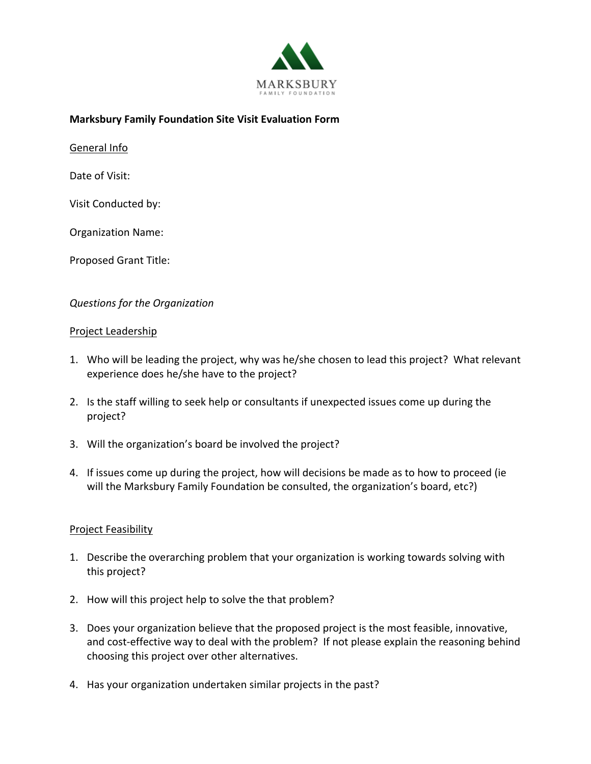MARKSBURY
FAMILY FOUNDATION

**Marksbury Family Foundation Site Visit Evaluation Form**

General Info

Date of Visit:

Visit Conducted by:

Organization Name:

Proposed Grant Title:

*Questions for the Organization*

Project Leadership

1. Who will be leading the project, why was he/she chosen to lead this project? What relevant experience does he/she have to the project?

2. Is the staff willing to seek help or consultants if unexpected issues come up during the project?

3. Will the organization's board be involved the project?

4. If issues come up during the project, how will decisions be made as to how to proceed (ie will the Marksbury Family Foundation be consulted, the organization's board, etc?)

Project Feasibility

1. Describe the overarching problem that your organization is working towards solving with this project?

2. How will this project help to solve the that problem?

3. Does your organization believe that the proposed project is the most feasible, innovative, and cost-effective way to deal with the problem? If not please explain the reasoning behind choosing this project over other alternatives.

4. Has your organization undertaken similar projects in the past?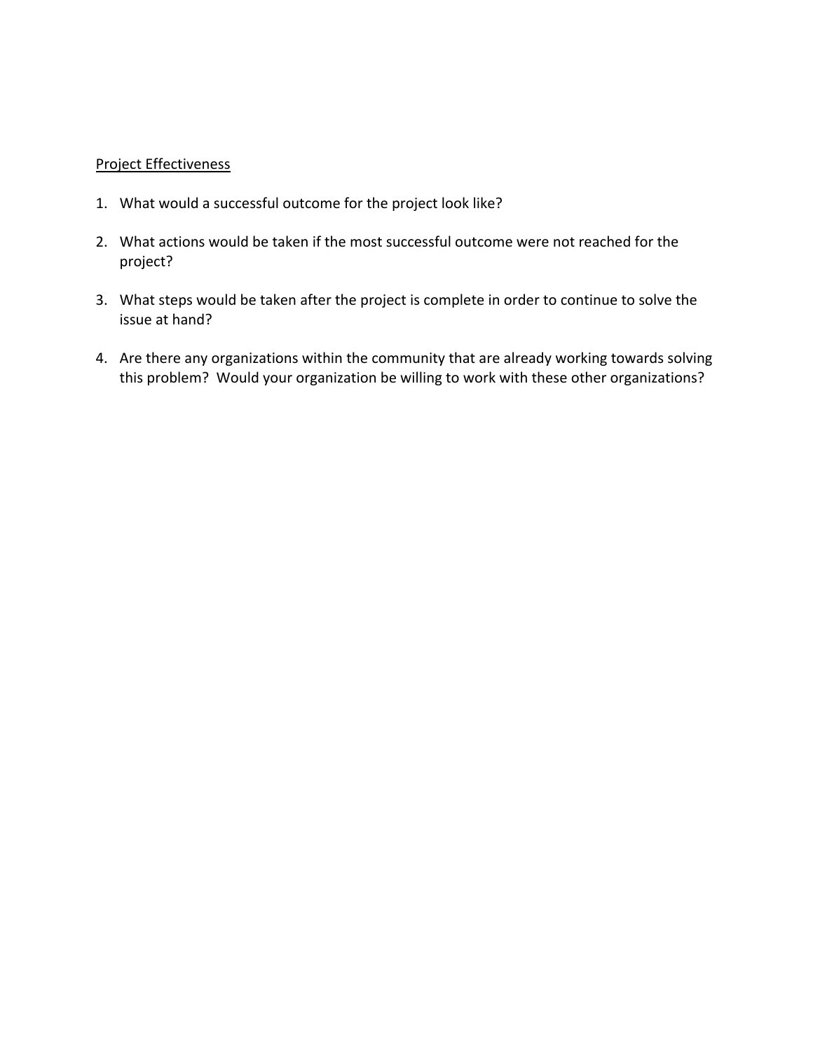Project Effectiveness

1. What would a successful outcome for the project look like?

2. What actions would be taken if the most successful outcome were not reached for the project?

3. What steps would be taken after the project is complete in order to continue to solve the issue at hand?

4. Are there any organizations within the community that are already working towards solving this problem? Would your organization be willing to work with these other organizations?